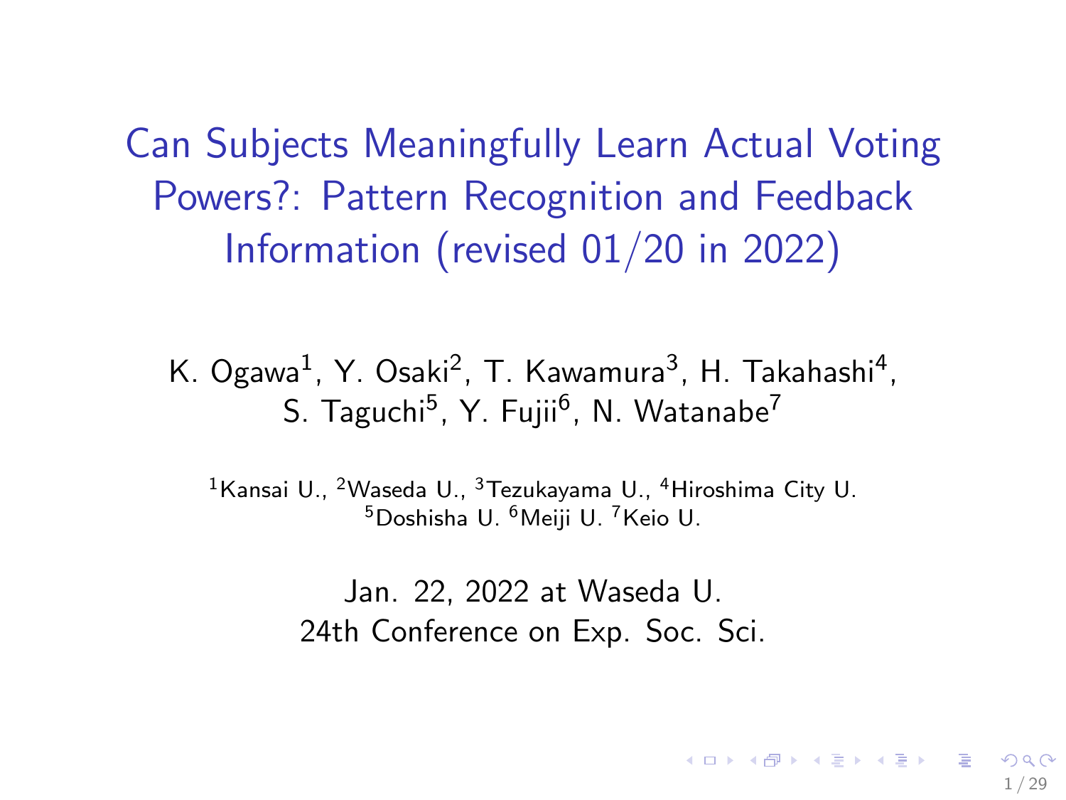# Can Subjects Meaningfully Learn Actual Voting Powers?: Pattern Recognition and Feedback Information (revised 01/20 in 2022)

K. Ogawa[1], Y. Osaki[2], T. Kawamura[3], H. Takahashi[4], S. Taguchi[5], Y. Fujii[6], N. Watanabe[7]

[1]Kansai U., [2]Waseda U., [3]Tezukayama U., [4]Hiroshima City U. [5]Doshisha U. [6]Meiji U. [7]Keio U.

Jan. 22, 2022 at Waseda U.
24th Conference on Exp. Soc. Sci.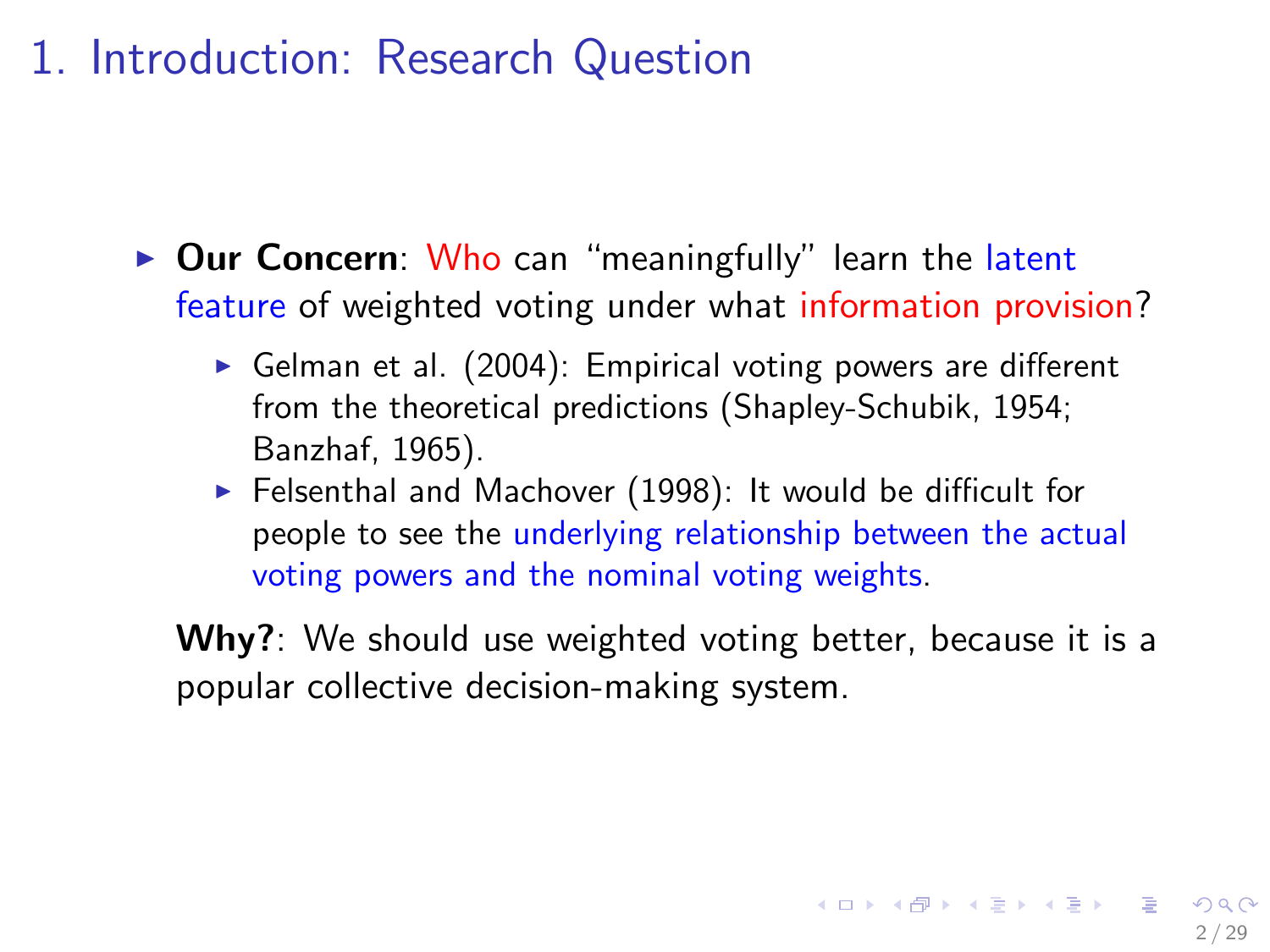# 1. Introduction: Research Question

- **Our Concern**: Who can "meaningfully" learn the latent feature of weighted voting under what information provision?
  - Gelman et al. (2004): Empirical voting powers are different from the theoretical predictions (Shapley-Schubik, 1954; Banzhaf, 1965).
  - Felsenthal and Machover (1998): It would be difficult for people to see the underlying relationship between the actual voting powers and the nominal voting weights.

  **Why?**: We should use weighted voting better, because it is a popular collective decision-making system.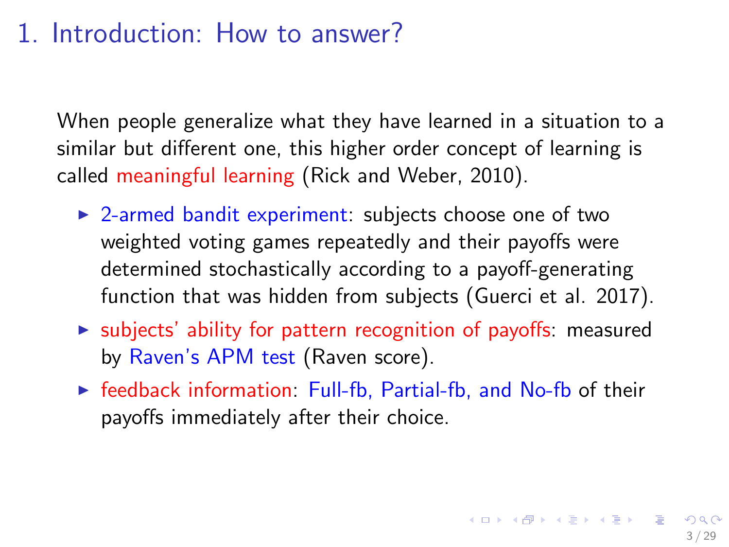# 1. Introduction: How to answer?

When people generalize what they have learned in a situation to a similar but different one, this higher order concept of learning is called meaningful learning (Rick and Weber, 2010).

- 2-armed bandit experiment: subjects choose one of two weighted voting games repeatedly and their payoffs were determined stochastically according to a payoff-generating function that was hidden from subjects (Guerci et al. 2017).
- subjects' ability for pattern recognition of payoffs: measured by Raven's APM test (Raven score).
- feedback information: Full-fb, Partial-fb, and No-fb of their payoffs immediately after their choice.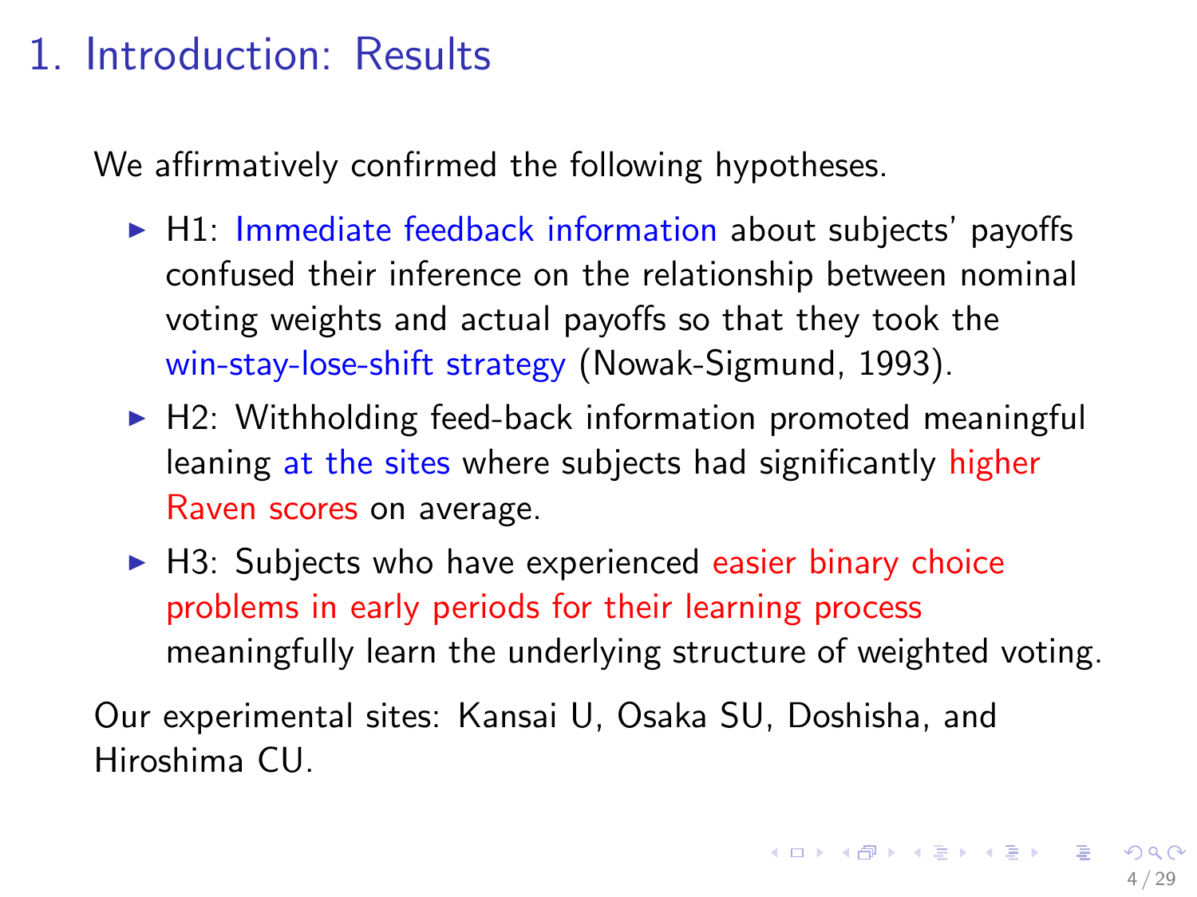# 1. Introduction: Results

We affirmatively confirmed the following hypotheses.

- H1: Immediate feedback information about subjects' payoffs confused their inference on the relationship between nominal voting weights and actual payoffs so that they took the win-stay-lose-shift strategy (Nowak-Sigmund, 1993).
- H2: Withholding feed-back information promoted meaningful leaning at the sites where subjects had significantly higher Raven scores on average.
- H3: Subjects who have experienced easier binary choice problems in early periods for their learning process meaningfully learn the underlying structure of weighted voting.

Our experimental sites: Kansai U, Osaka SU, Doshisha, and Hiroshima CU.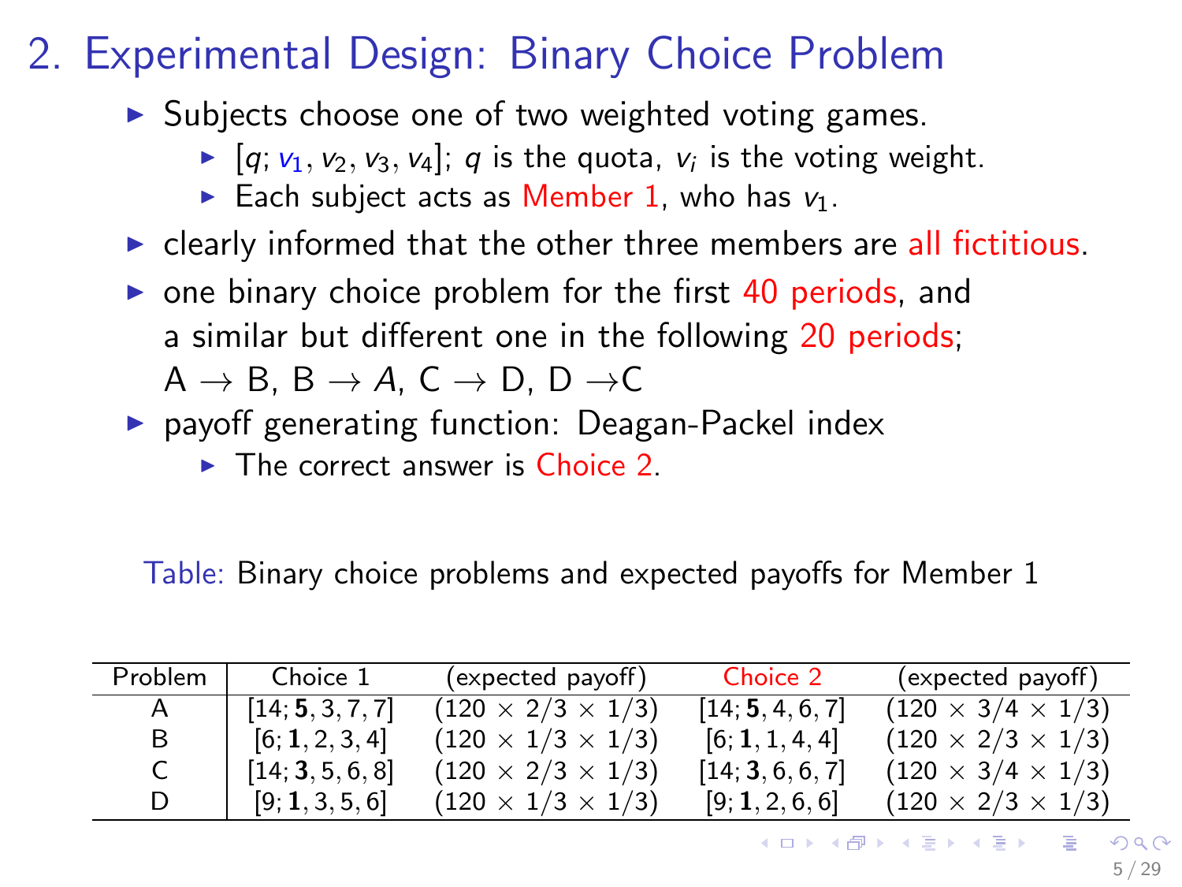# 2. Experimental Design: Binary Choice Problem

- Subjects choose one of two weighted voting games.
  - $[q; v_1, v_2, v_3, v_4]$; $q$ is the quota, $v_i$ is the voting weight.
  - Each subject acts as Member 1, who has $v_1$.
- clearly informed that the other three members are all fictitious.
- one binary choice problem for the first 40 periods, and a similar but different one in the following 20 periods; A $\rightarrow$ B, B $\rightarrow$ $A$, C $\rightarrow$ D, D $\rightarrow$C
- payoff generating function: Deagan-Packel index
  - The correct answer is Choice 2.

Table: Binary choice problems and expected payoffs for Member 1

| Problem | Choice 1 | (expected payoff) | Choice 2 | (expected payoff) |
|---|---|---|---|---|
| A | $[14; \mathbf{5}, 3, 7, 7]$ | $(120 \times 2/3 \times 1/3)$ | $[14; \mathbf{5}, 4, 6, 7]$ | $(120 \times 3/4 \times 1/3)$ |
| B | $[6; \mathbf{1}, 2, 3, 4]$ | $(120 \times 1/3 \times 1/3)$ | $[6; \mathbf{1}, 1, 4, 4]$ | $(120 \times 2/3 \times 1/3)$ |
| C | $[14; \mathbf{3}, 5, 6, 8]$ | $(120 \times 2/3 \times 1/3)$ | $[14; \mathbf{3}, 6, 6, 7]$ | $(120 \times 3/4 \times 1/3)$ |
| D | $[9; \mathbf{1}, 3, 5, 6]$ | $(120 \times 1/3 \times 1/3)$ | $[9; \mathbf{1}, 2, 6, 6]$ | $(120 \times 2/3 \times 1/3)$ |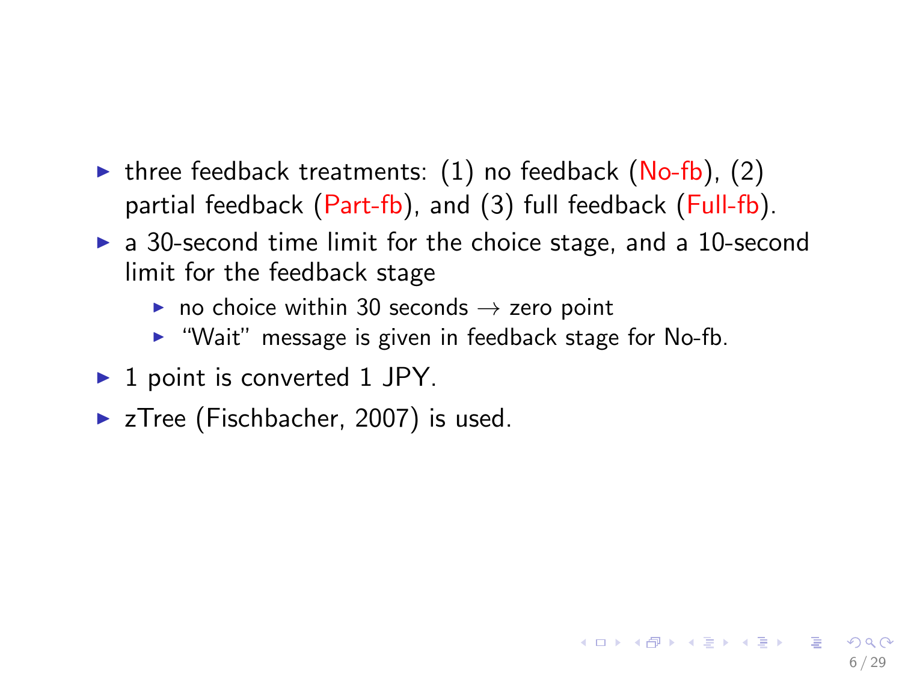- three feedback treatments: (1) no feedback (No-fb), (2) partial feedback (Part-fb), and (3) full feedback (Full-fb).
- a 30-second time limit for the choice stage, and a 10-second limit for the feedback stage
  - no choice within 30 seconds $\rightarrow$ zero point
  - "Wait" message is given in feedback stage for No-fb.
- 1 point is converted 1 JPY.
- zTree (Fischbacher, 2007) is used.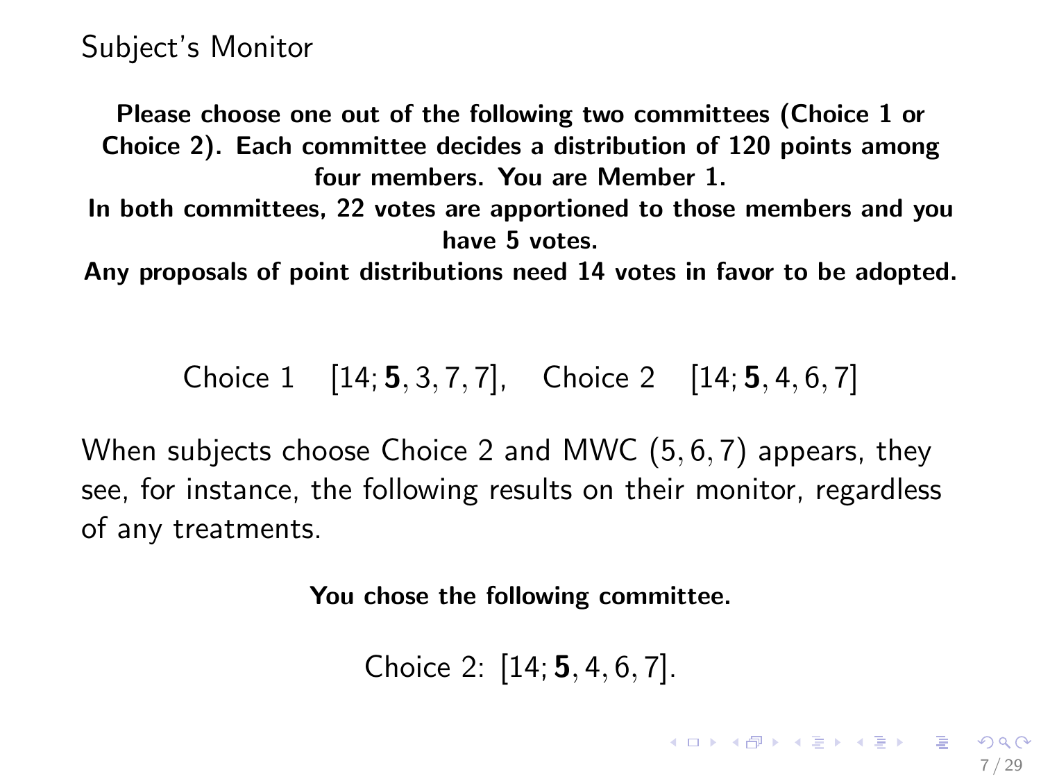# Subject's Monitor

**Please choose one out of the following two committees (Choice 1 or Choice 2). Each committee decides a distribution of 120 points among four members. You are Member 1.**

**In both committees, 22 votes are apportioned to those members and you have 5 votes.**

**Any proposals of point distributions need 14 votes in favor to be adopted.**

Choice 1 $[14; \mathbf{5}, 3, 7, 7]$, Choice 2 $[14; \mathbf{5}, 4, 6, 7]$

When subjects choose Choice 2 and MWC $(5, 6, 7)$ appears, they see, for instance, the following results on their monitor, regardless of any treatments.

**You chose the following committee.**

Choice 2: $[14; \mathbf{5}, 4, 6, 7]$.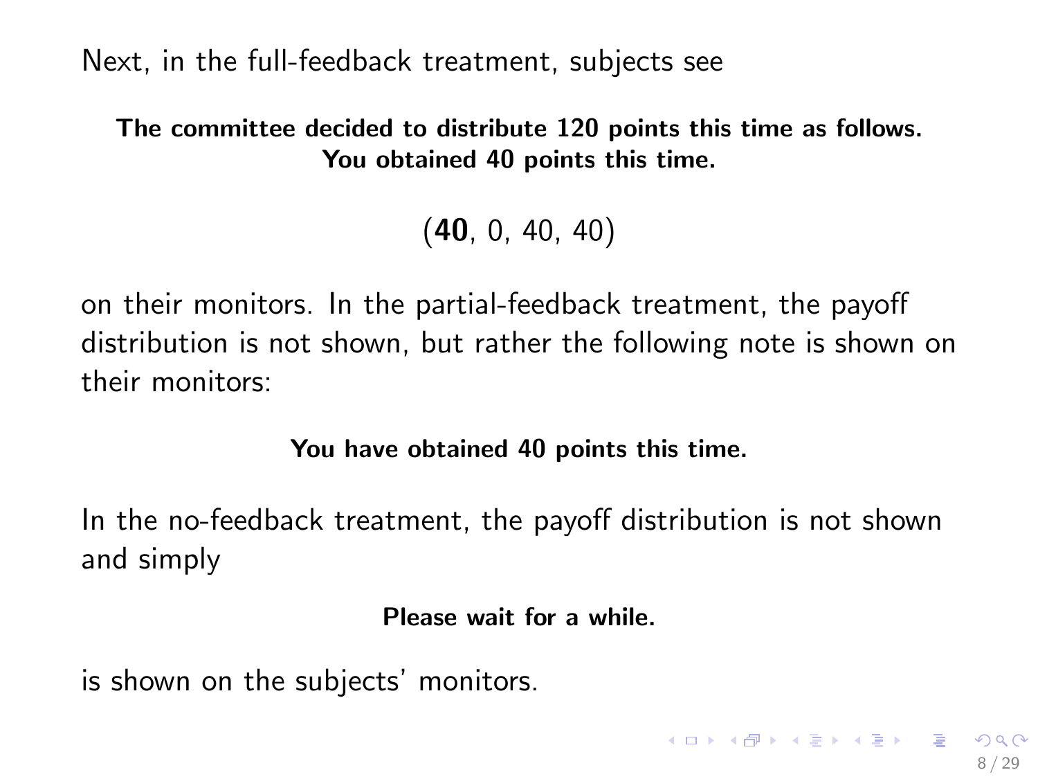Next, in the full-feedback treatment, subjects see

**The committee decided to distribute 120 points this time as follows.**
**You obtained 40 points this time.**

(**40**, 0, 40, 40)

on their monitors. In the partial-feedback treatment, the payoff distribution is not shown, but rather the following note is shown on their monitors:

**You have obtained 40 points this time.**

In the no-feedback treatment, the payoff distribution is not shown and simply

**Please wait for a while.**

is shown on the subjects' monitors.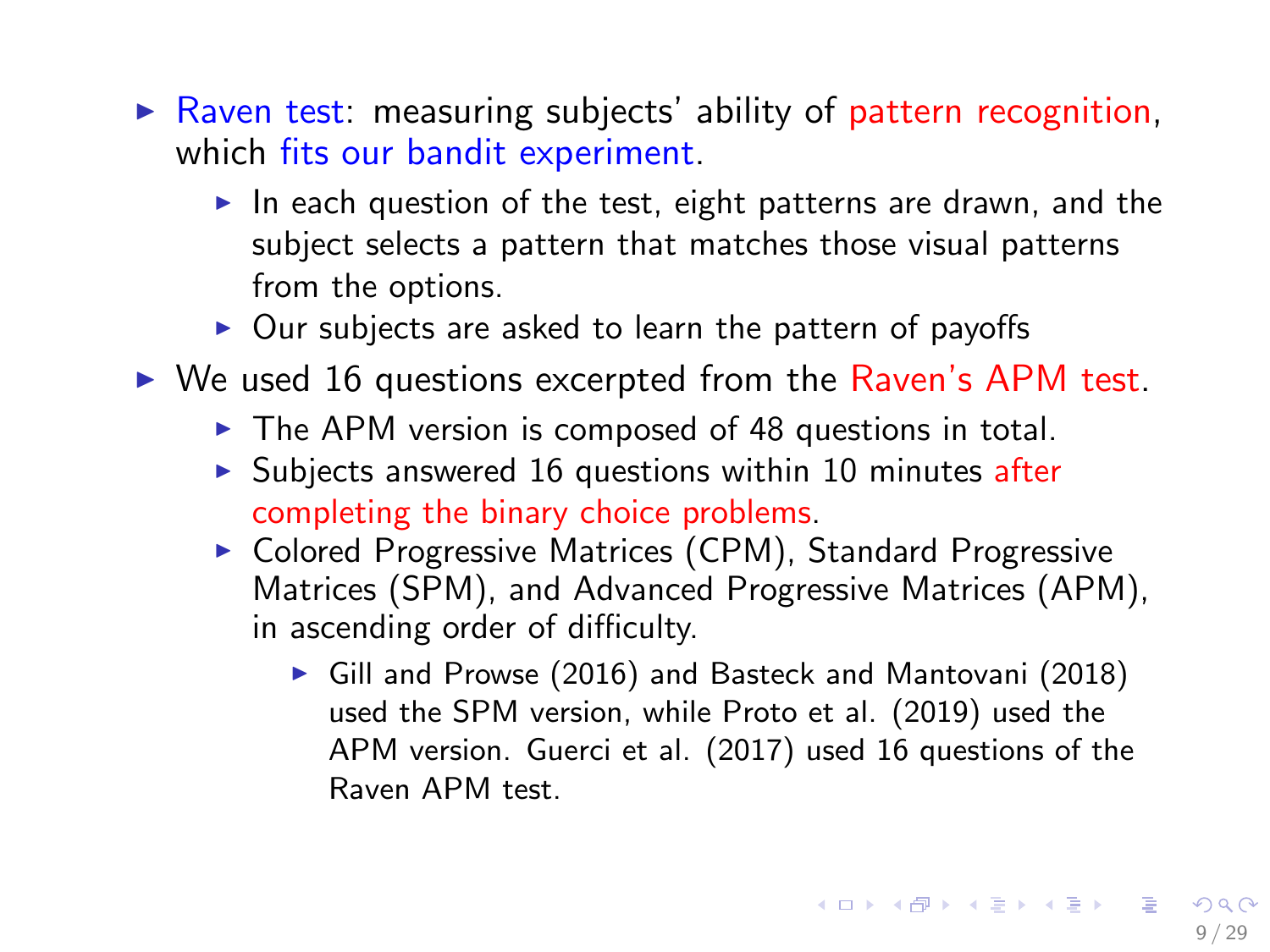- Raven test: measuring subjects' ability of pattern recognition, which fits our bandit experiment.
  - In each question of the test, eight patterns are drawn, and the subject selects a pattern that matches those visual patterns from the options.
  - Our subjects are asked to learn the pattern of payoffs
- We used 16 questions excerpted from the Raven's APM test.
  - The APM version is composed of 48 questions in total.
  - Subjects answered 16 questions within 10 minutes after completing the binary choice problems.
  - Colored Progressive Matrices (CPM), Standard Progressive Matrices (SPM), and Advanced Progressive Matrices (APM), in ascending order of difficulty.
    - Gill and Prowse (2016) and Basteck and Mantovani (2018) used the SPM version, while Proto et al. (2019) used the APM version. Guerci et al. (2017) used 16 questions of the Raven APM test.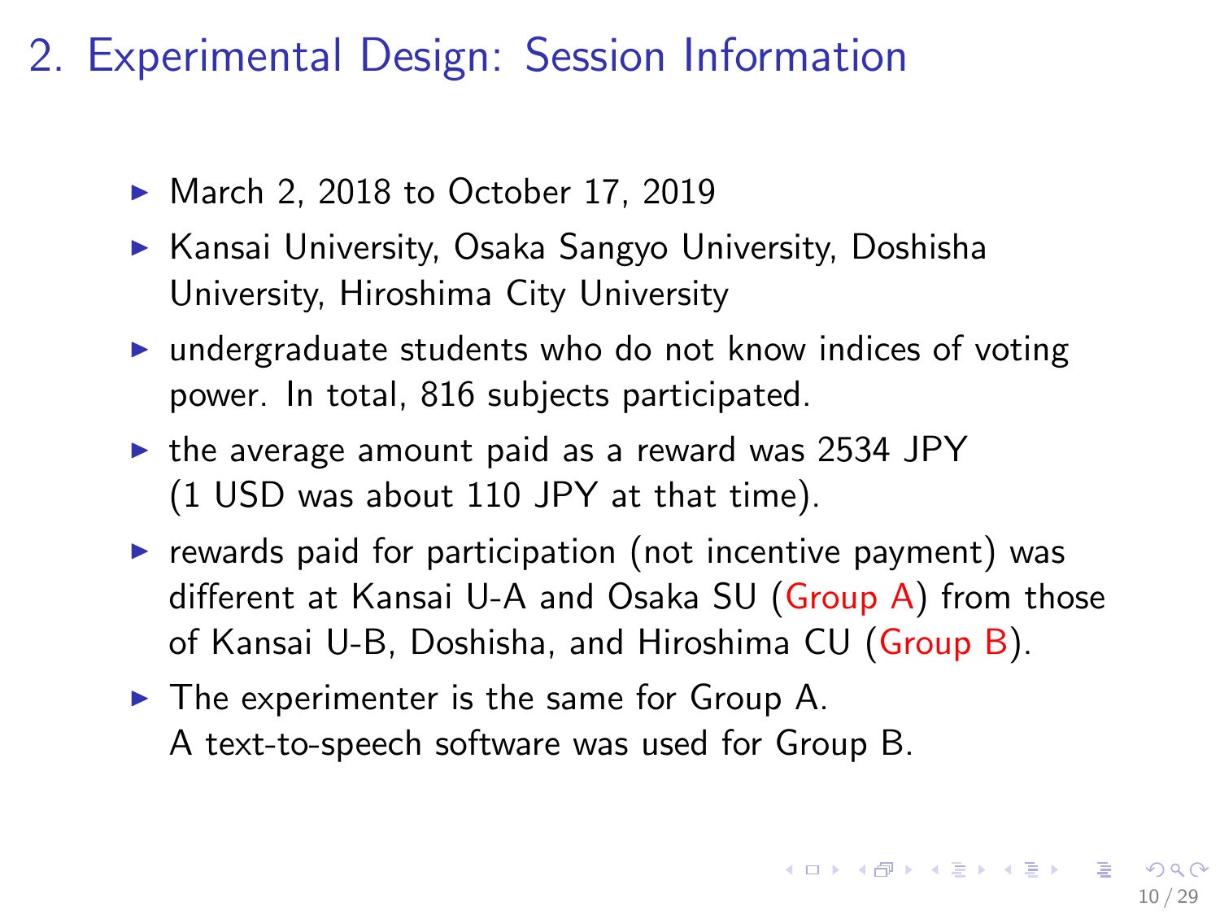# 2. Experimental Design: Session Information

- March 2, 2018 to October 17, 2019
- Kansai University, Osaka Sangyo University, Doshisha University, Hiroshima City University
- undergraduate students who do not know indices of voting power. In total, 816 subjects participated.
- the average amount paid as a reward was 2534 JPY (1 USD was about 110 JPY at that time).
- rewards paid for participation (not incentive payment) was different at Kansai U-A and Osaka SU (Group A) from those of Kansai U-B, Doshisha, and Hiroshima CU (Group B).
- The experimenter is the same for Group A.
  A text-to-speech software was used for Group B.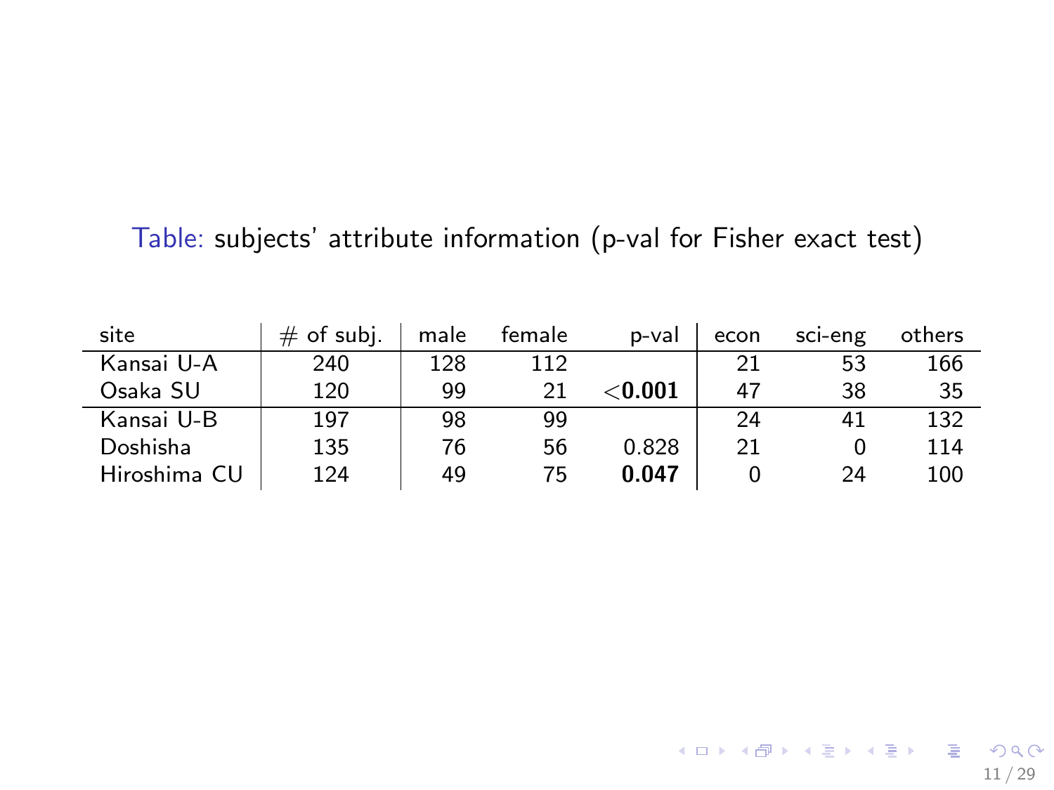Table: subjects' attribute information (p-val for Fisher exact test)

| site | # of subj. | male | female | p-val | econ | sci-eng | others |
|---|---|---|---|---|---|---|---|
| Kansai U-A | 240 | 128 | 112 | | 21 | 53 | 166 |
| Osaka SU | 120 | 99 | 21 | $<$**0.001** | 47 | 38 | 35 |
| Kansai U-B | 197 | 98 | 99 | | 24 | 41 | 132 |
| Doshisha | 135 | 76 | 56 | 0.828 | 21 | 0 | 114 |
| Hiroshima CU | 124 | 49 | 75 | **0.047** | 0 | 24 | 100 |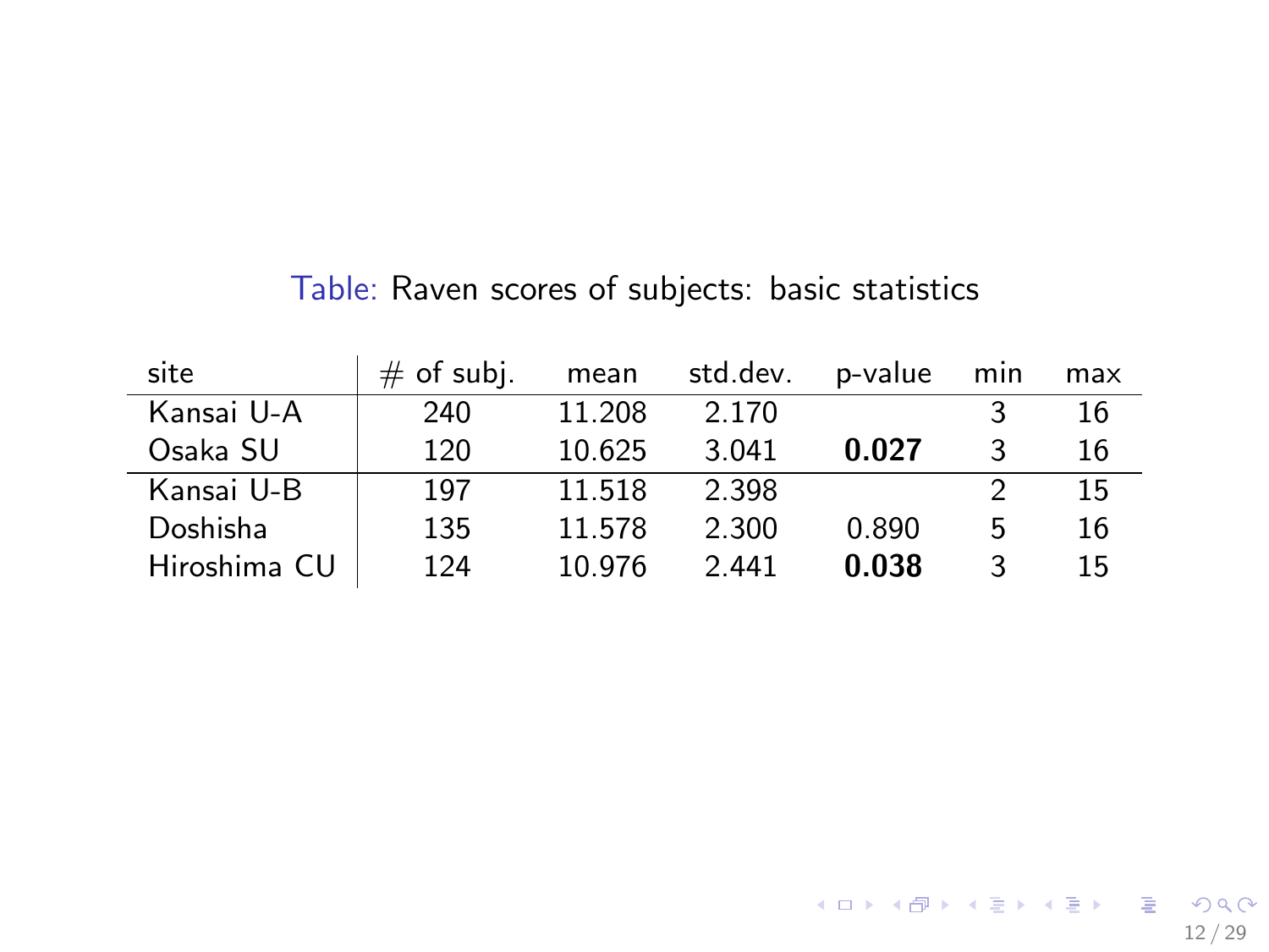Table: Raven scores of subjects: basic statistics

| site | # of subj. | mean | std.dev. | p-value | min | max |
|---|---|---|---|---|---|---|
| Kansai U-A | 240 | 11.208 | 2.170 | | 3 | 16 |
| Osaka SU | 120 | 10.625 | 3.041 | **0.027** | 3 | 16 |
| Kansai U-B | 197 | 11.518 | 2.398 | | 2 | 15 |
| Doshisha | 135 | 11.578 | 2.300 | 0.890 | 5 | 16 |
| Hiroshima CU | 124 | 10.976 | 2.441 | **0.038** | 3 | 15 |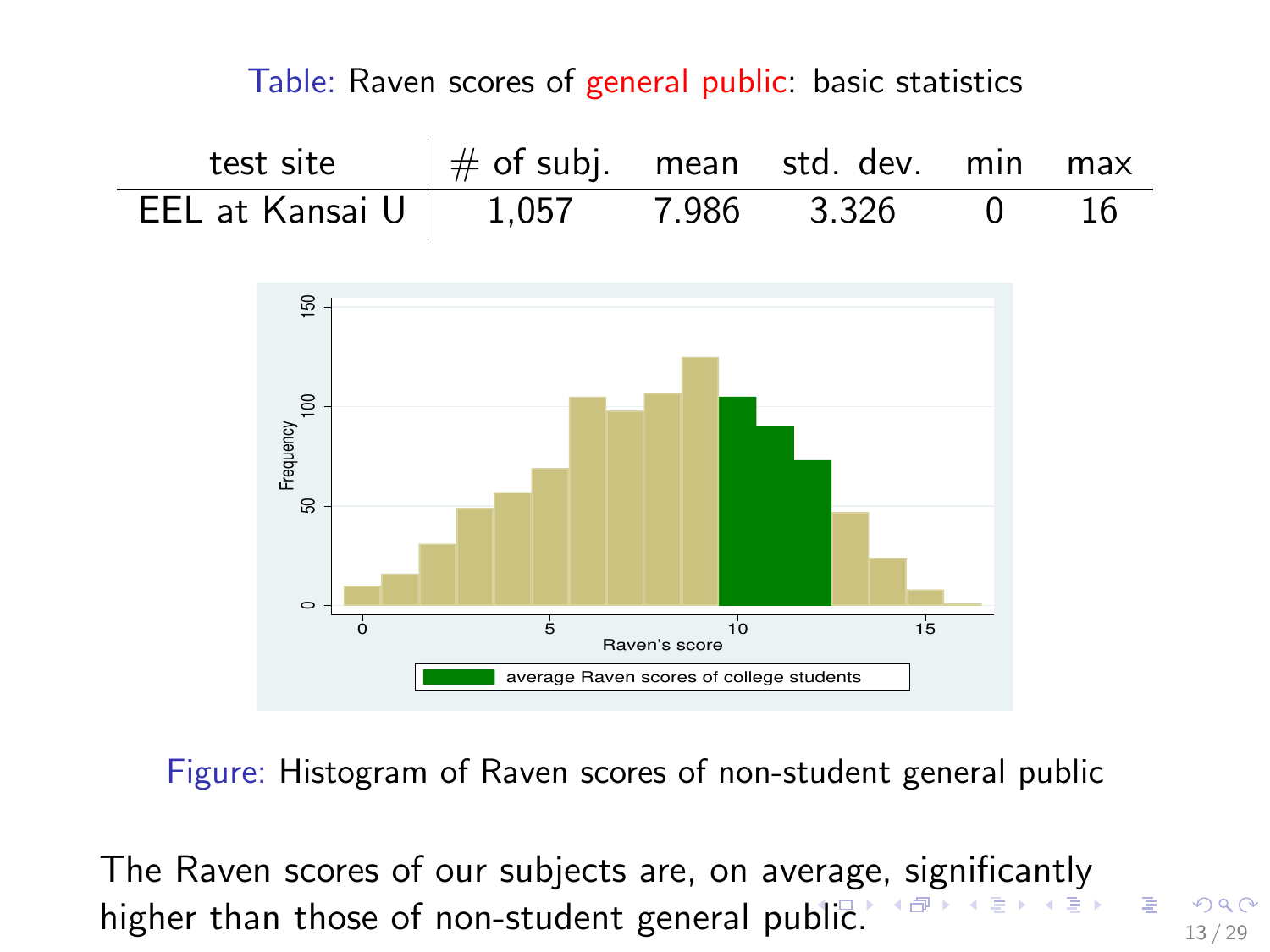Table: Raven scores of general public: basic statistics

| test site | # of subj. | mean | std. dev. | min | max |
|---|---|---|---|---|---|
| EEL at Kansai U | 1,057 | 7.986 | 3.326 | 0 | 16 |

Figure: Histogram of Raven scores of non-student general public

The Raven scores of our subjects are, on average, significantly higher than those of non-student general public.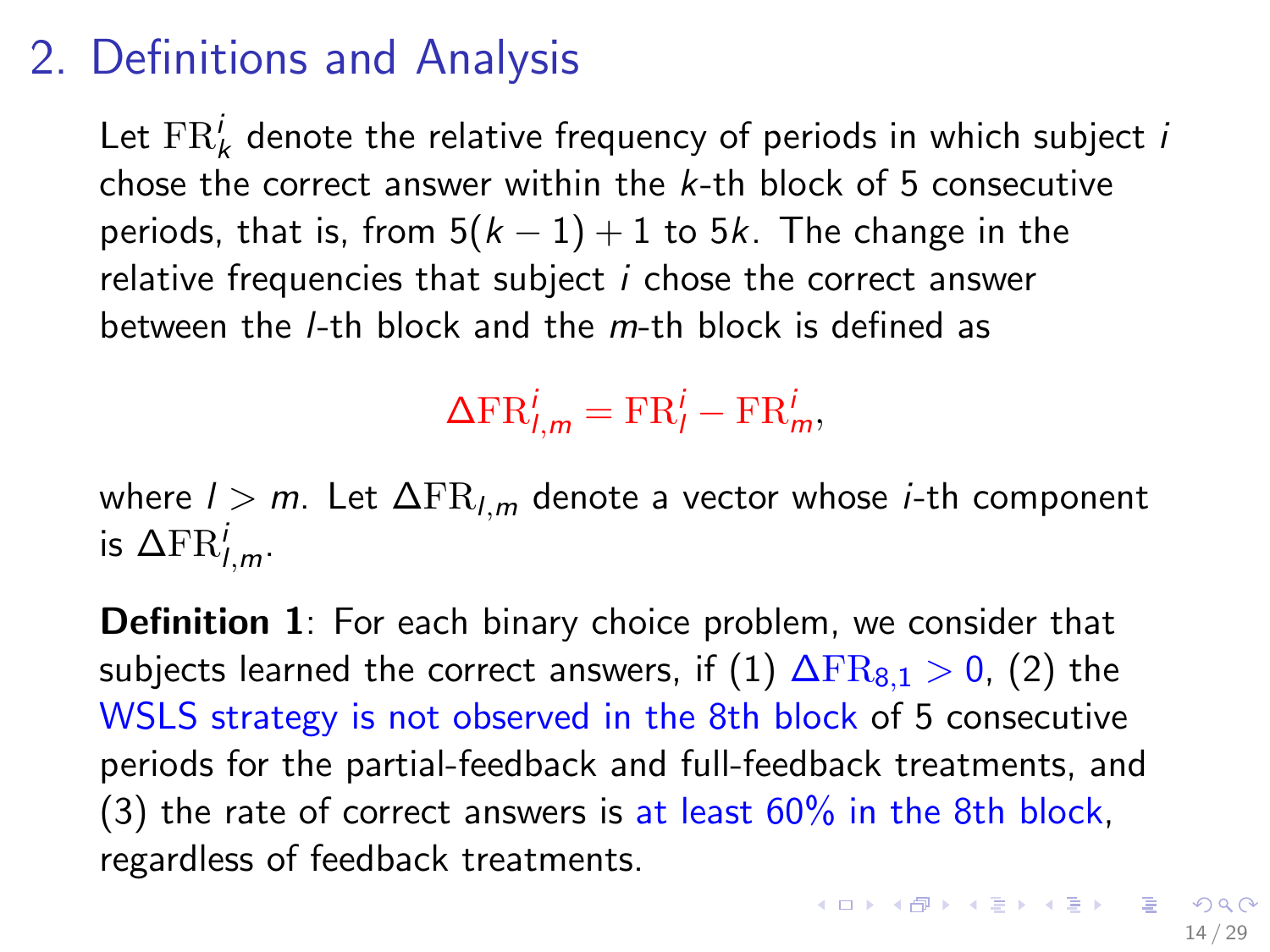# 2. Definitions and Analysis

Let $\mathrm{FR}_k^i$ denote the relative frequency of periods in which subject $i$ chose the correct answer within the $k$-th block of 5 consecutive periods, that is, from $5(k-1)+1$ to $5k$. The change in the relative frequencies that subject $i$ chose the correct answer between the $l$-th block and the $m$-th block is defined as

$$\Delta\mathrm{FR}_{l,m}^i = \mathrm{FR}_l^i - \mathrm{FR}_m^i,$$

where $l > m$. Let $\Delta\mathrm{FR}_{l,m}$ denote a vector whose $i$-th component is $\Delta\mathrm{FR}_{l,m}^i$.

**Definition 1**: For each binary choice problem, we consider that subjects learned the correct answers, if (1) $\Delta\mathrm{FR}_{8,1} > 0$, (2) the WSLS strategy is not observed in the 8th block of 5 consecutive periods for the partial-feedback and full-feedback treatments, and (3) the rate of correct answers is at least 60% in the 8th block, regardless of feedback treatments.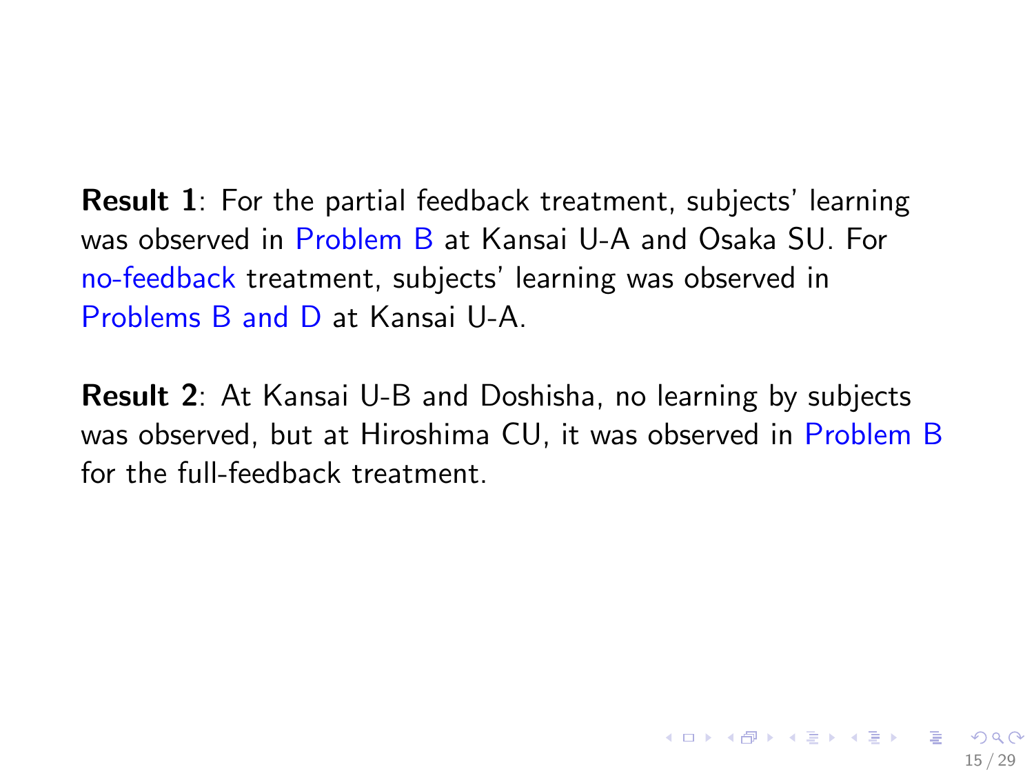**Result 1**: For the partial feedback treatment, subjects' learning was observed in Problem B at Kansai U-A and Osaka SU. For no-feedback treatment, subjects' learning was observed in Problems B and D at Kansai U-A.

**Result 2**: At Kansai U-B and Doshisha, no learning by subjects was observed, but at Hiroshima CU, it was observed in Problem B for the full-feedback treatment.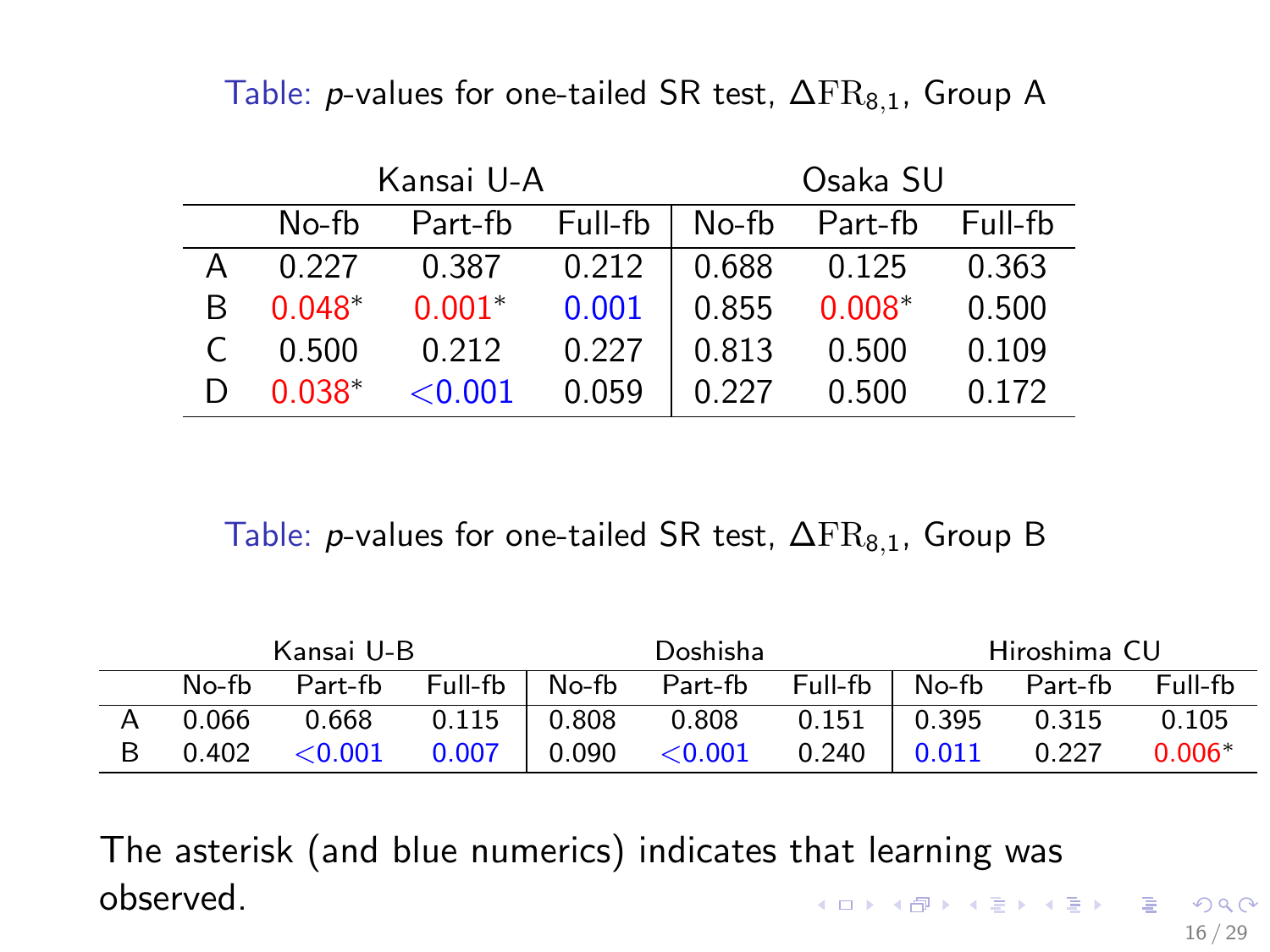Table: $p$-values for one-tailed SR test, $\Delta\mathrm{FR}_{8,1}$, Group A

| | Kansai U-A | | | Osaka SU | | |
|---|---|---|---|---|---|---|
| | No-fb | Part-fb | Full-fb | No-fb | Part-fb | Full-fb |
| A | 0.227 | 0.387 | 0.212 | 0.688 | 0.125 | 0.363 |
| B | 0.048* | 0.001* | 0.001 | 0.855 | 0.008* | 0.500 |
| C | 0.500 | 0.212 | 0.227 | 0.813 | 0.500 | 0.109 |
| D | 0.038* | <0.001 | 0.059 | 0.227 | 0.500 | 0.172 |

Table: $p$-values for one-tailed SR test, $\Delta\mathrm{FR}_{8,1}$, Group B

| | Kansai U-B | | | Doshisha | | | Hiroshima CU | | |
|---|---|---|---|---|---|---|---|---|---|
| | No-fb | Part-fb | Full-fb | No-fb | Part-fb | Full-fb | No-fb | Part-fb | Full-fb |
| A | 0.066 | 0.668 | 0.115 | 0.808 | 0.808 | 0.151 | 0.395 | 0.315 | 0.105 |
| B | 0.402 | <0.001 | 0.007 | 0.090 | <0.001 | 0.240 | 0.011 | 0.227 | 0.006* |

The asterisk (and blue numerics) indicates that learning was observed.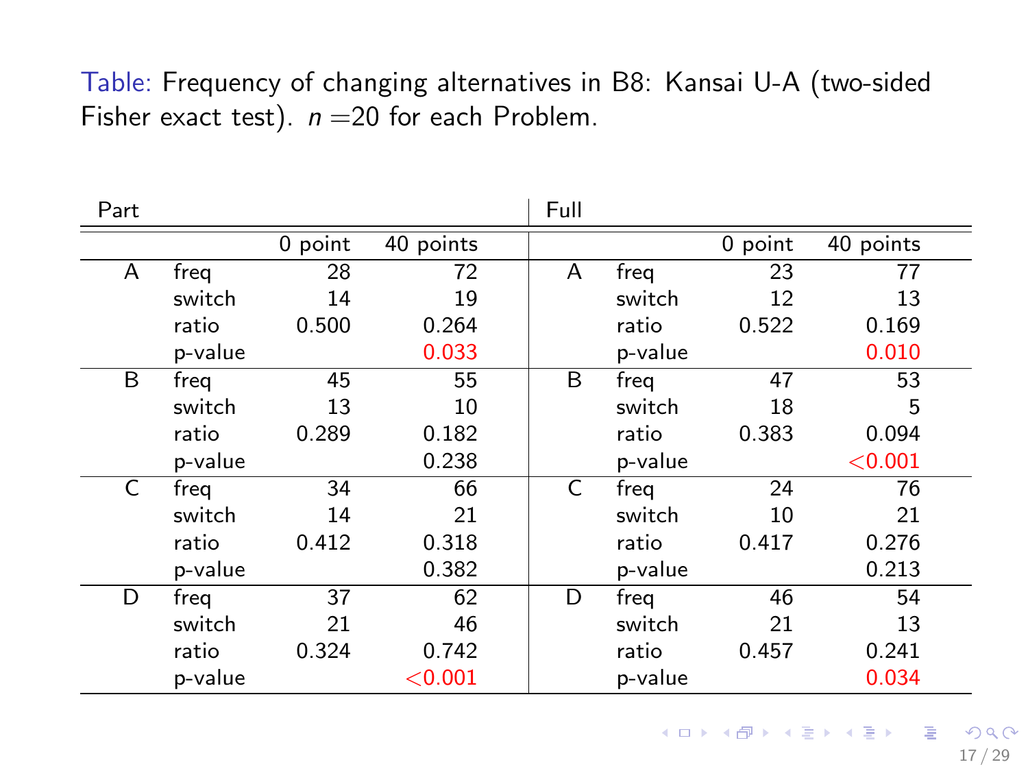Table: Frequency of changing alternatives in B8: Kansai U-A (two-sided Fisher exact test). $n = 20$ for each Problem.

| Part | | | | Full | | | |
|---|---|---|---|---|---|---|---|
| | | 0 point | 40 points | | | 0 point | 40 points |
| A | freq | 28 | 72 | A | freq | 23 | 77 |
| | switch | 14 | 19 | | switch | 12 | 13 |
| | ratio | 0.500 | 0.264 | | ratio | 0.522 | 0.169 |
| | p-value | | 0.033 | | p-value | | 0.010 |
| B | freq | 45 | 55 | B | freq | 47 | 53 |
| | switch | 13 | 10 | | switch | 18 | 5 |
| | ratio | 0.289 | 0.182 | | ratio | 0.383 | 0.094 |
| | p-value | | 0.238 | | p-value | | <0.001 |
| C | freq | 34 | 66 | C | freq | 24 | 76 |
| | switch | 14 | 21 | | switch | 10 | 21 |
| | ratio | 0.412 | 0.318 | | ratio | 0.417 | 0.276 |
| | p-value | | 0.382 | | p-value | | 0.213 |
| D | freq | 37 | 62 | D | freq | 46 | 54 |
| | switch | 21 | 46 | | switch | 21 | 13 |
| | ratio | 0.324 | 0.742 | | ratio | 0.457 | 0.241 |
| | p-value | | <0.001 | | p-value | | 0.034 |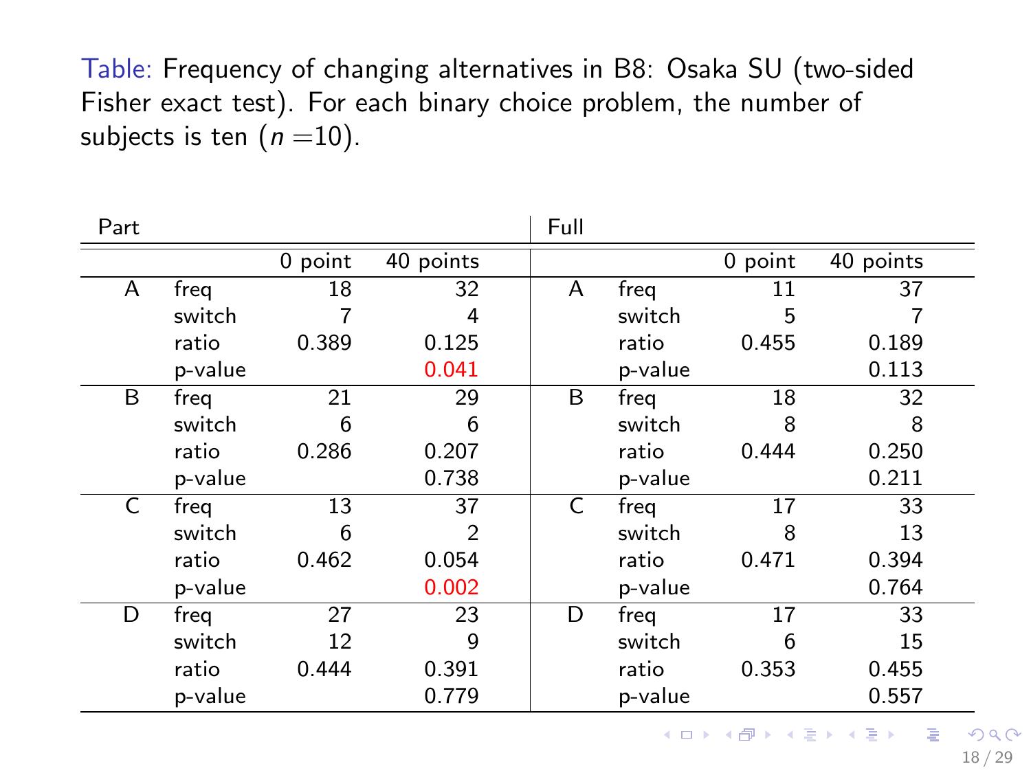Table: Frequency of changing alternatives in B8: Osaka SU (two-sided Fisher exact test). For each binary choice problem, the number of subjects is ten ($n$ =10).

| Part | | | | Full | | | |
|---|---|---|---|---|---|---|---|
| | | 0 point | 40 points | | | 0 point | 40 points |
| A | freq | 18 | 32 | A | freq | 11 | 37 |
| | switch | 7 | 4 | | switch | 5 | 7 |
| | ratio | 0.389 | 0.125 | | ratio | 0.455 | 0.189 |
| | p-value | | 0.041 | | p-value | | 0.113 |
| B | freq | 21 | 29 | B | freq | 18 | 32 |
| | switch | 6 | 6 | | switch | 8 | 8 |
| | ratio | 0.286 | 0.207 | | ratio | 0.444 | 0.250 |
| | p-value | | 0.738 | | p-value | | 0.211 |
| C | freq | 13 | 37 | C | freq | 17 | 33 |
| | switch | 6 | 2 | | switch | 8 | 13 |
| | ratio | 0.462 | 0.054 | | ratio | 0.471 | 0.394 |
| | p-value | | 0.002 | | p-value | | 0.764 |
| D | freq | 27 | 23 | D | freq | 17 | 33 |
| | switch | 12 | 9 | | switch | 6 | 15 |
| | ratio | 0.444 | 0.391 | | ratio | 0.353 | 0.455 |
| | p-value | | 0.779 | | p-value | | 0.557 |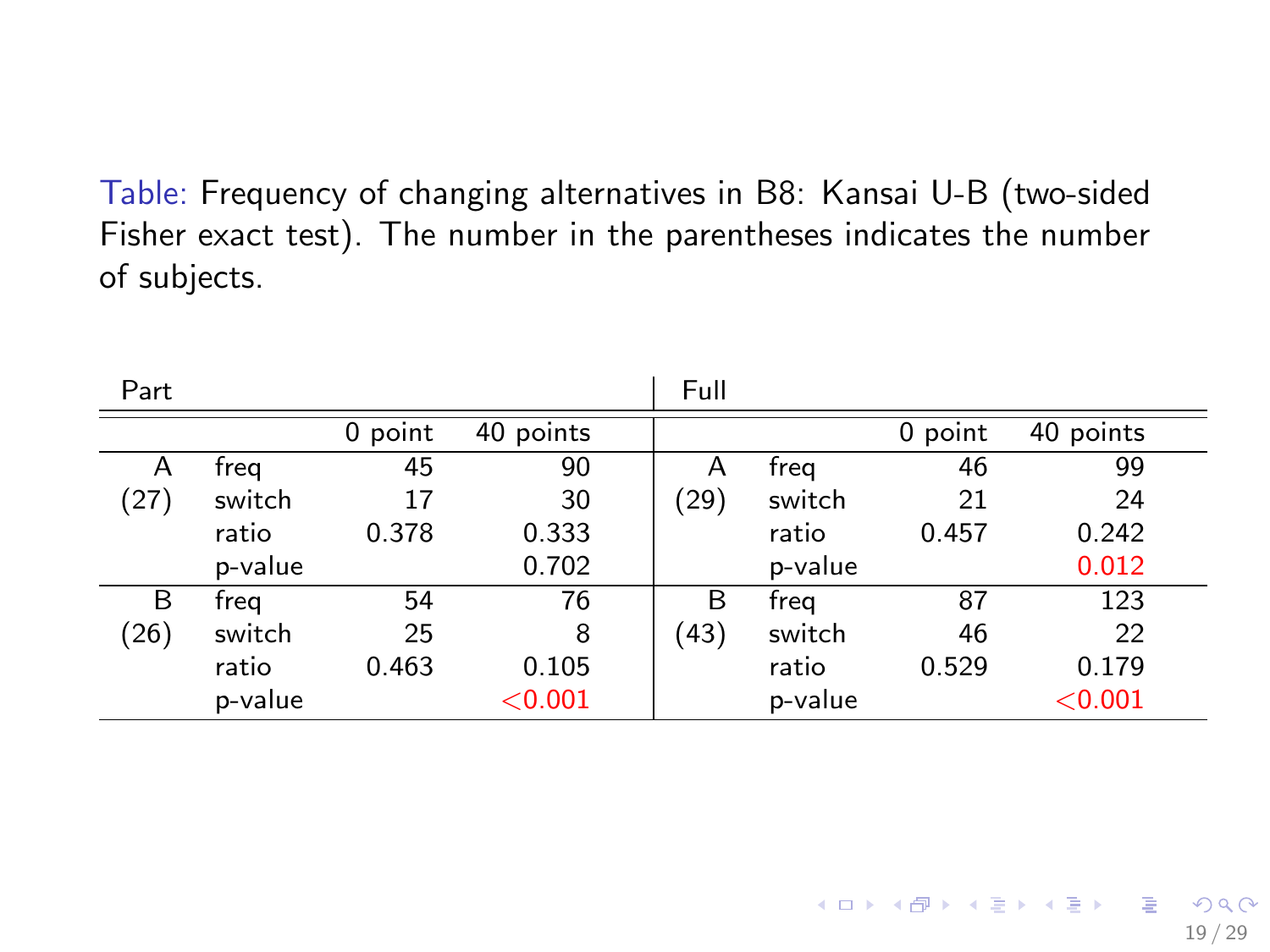Table: Frequency of changing alternatives in B8: Kansai U-B (two-sided Fisher exact test). The number in the parentheses indicates the number of subjects.

| Part | | | | Full | | | |
|---|---|---|---|---|---|---|---|
| | | 0 point | 40 points | | | 0 point | 40 points |
| A | freq | 45 | 90 | A | freq | 46 | 99 |
| (27) | switch | 17 | 30 | (29) | switch | 21 | 24 |
| | ratio | 0.378 | 0.333 | | ratio | 0.457 | 0.242 |
| | p-value | | 0.702 | | p-value | | 0.012 |
| B | freq | 54 | 76 | B | freq | 87 | 123 |
| (26) | switch | 25 | 8 | (43) | switch | 46 | 22 |
| | ratio | 0.463 | 0.105 | | ratio | 0.529 | 0.179 |
| | p-value | | <0.001 | | p-value | | <0.001 |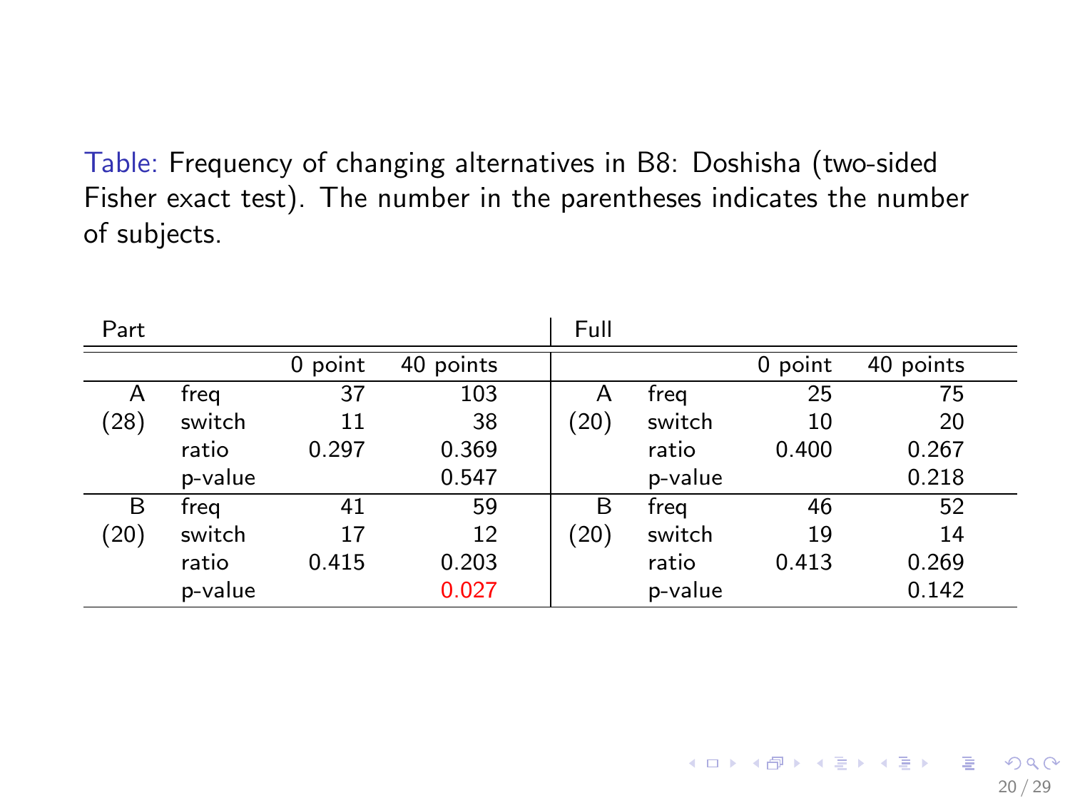Table: Frequency of changing alternatives in B8: Doshisha (two-sided Fisher exact test). The number in the parentheses indicates the number of subjects.

| Part | | | | Full | | | |
|---|---|---|---|---|---|---|---|
| | | 0 point | 40 points | | | 0 point | 40 points |
| A | freq | 37 | 103 | A | freq | 25 | 75 |
| (28) | switch | 11 | 38 | (20) | switch | 10 | 20 |
| | ratio | 0.297 | 0.369 | | ratio | 0.400 | 0.267 |
| | p-value | | 0.547 | | p-value | | 0.218 |
| B | freq | 41 | 59 | B | freq | 46 | 52 |
| (20) | switch | 17 | 12 | (20) | switch | 19 | 14 |
| | ratio | 0.415 | 0.203 | | ratio | 0.413 | 0.269 |
| | p-value | | 0.027 | | p-value | | 0.142 |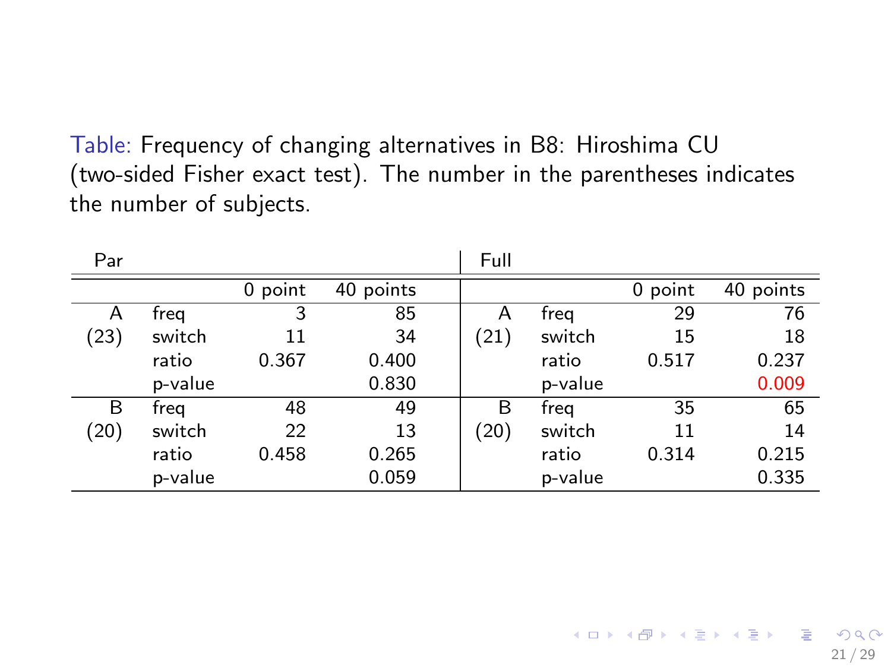Table: Frequency of changing alternatives in B8: Hiroshima CU (two-sided Fisher exact test). The number in the parentheses indicates the number of subjects.

| Par | | | | Full | | | |
|---|---|---|---|---|---|---|---|
| | | 0 point | 40 points | | | 0 point | 40 points |
| A | freq | 3 | 85 | A | freq | 29 | 76 |
| (23) | switch | 11 | 34 | (21) | switch | 15 | 18 |
| | ratio | 0.367 | 0.400 | | ratio | 0.517 | 0.237 |
| | p-value | | 0.830 | | p-value | | 0.009 |
| B | freq | 48 | 49 | B | freq | 35 | 65 |
| (20) | switch | 22 | 13 | (20) | switch | 11 | 14 |
| | ratio | 0.458 | 0.265 | | ratio | 0.314 | 0.215 |
| | p-value | | 0.059 | | p-value | | 0.335 |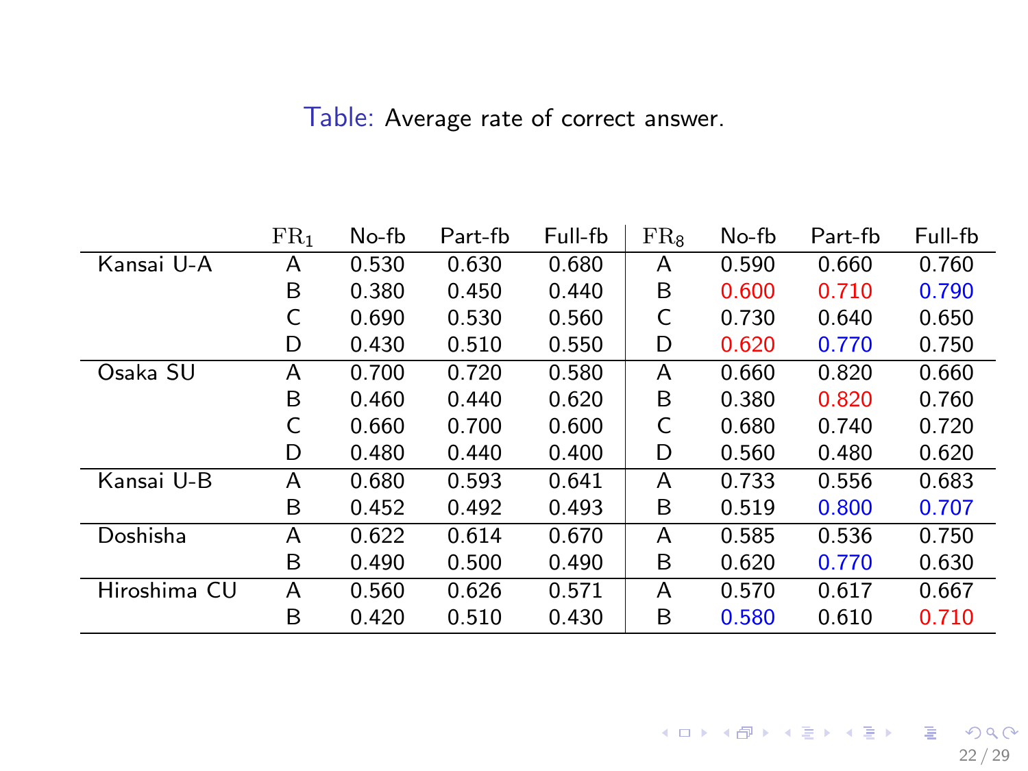Table: Average rate of correct answer.

| | $\mathrm{FR}_1$ | No-fb | Part-fb | Full-fb | $\mathrm{FR}_8$ | No-fb | Part-fb | Full-fb |
|---|---|---|---|---|---|---|---|---|
| Kansai U-A | A | 0.530 | 0.630 | 0.680 | A | 0.590 | 0.660 | 0.760 |
| | B | 0.380 | 0.450 | 0.440 | B | 0.600 | 0.710 | 0.790 |
| | C | 0.690 | 0.530 | 0.560 | C | 0.730 | 0.640 | 0.650 |
| | D | 0.430 | 0.510 | 0.550 | D | 0.620 | 0.770 | 0.750 |
| Osaka SU | A | 0.700 | 0.720 | 0.580 | A | 0.660 | 0.820 | 0.660 |
| | B | 0.460 | 0.440 | 0.620 | B | 0.380 | 0.820 | 0.760 |
| | C | 0.660 | 0.700 | 0.600 | C | 0.680 | 0.740 | 0.720 |
| | D | 0.480 | 0.440 | 0.400 | D | 0.560 | 0.480 | 0.620 |
| Kansai U-B | A | 0.680 | 0.593 | 0.641 | A | 0.733 | 0.556 | 0.683 |
| | B | 0.452 | 0.492 | 0.493 | B | 0.519 | 0.800 | 0.707 |
| Doshisha | A | 0.622 | 0.614 | 0.670 | A | 0.585 | 0.536 | 0.750 |
| | B | 0.490 | 0.500 | 0.490 | B | 0.620 | 0.770 | 0.630 |
| Hiroshima CU | A | 0.560 | 0.626 | 0.571 | A | 0.570 | 0.617 | 0.667 |
| | B | 0.420 | 0.510 | 0.430 | B | 0.580 | 0.610 | 0.710 |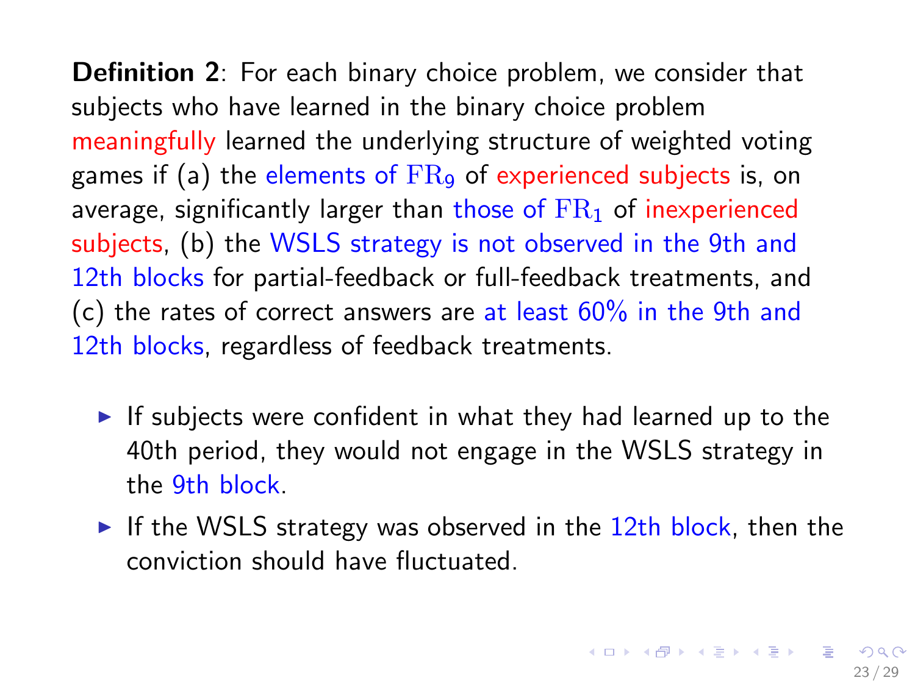**Definition 2**: For each binary choice problem, we consider that subjects who have learned in the binary choice problem meaningfully learned the underlying structure of weighted voting games if (a) the elements of $\mathrm{FR}_9$ of experienced subjects is, on average, significantly larger than those of $\mathrm{FR}_1$ of inexperienced subjects, (b) the WSLS strategy is not observed in the 9th and 12th blocks for partial-feedback or full-feedback treatments, and (c) the rates of correct answers are at least 60% in the 9th and 12th blocks, regardless of feedback treatments.

- If subjects were confident in what they had learned up to the 40th period, they would not engage in the WSLS strategy in the 9th block.
- If the WSLS strategy was observed in the 12th block, then the conviction should have fluctuated.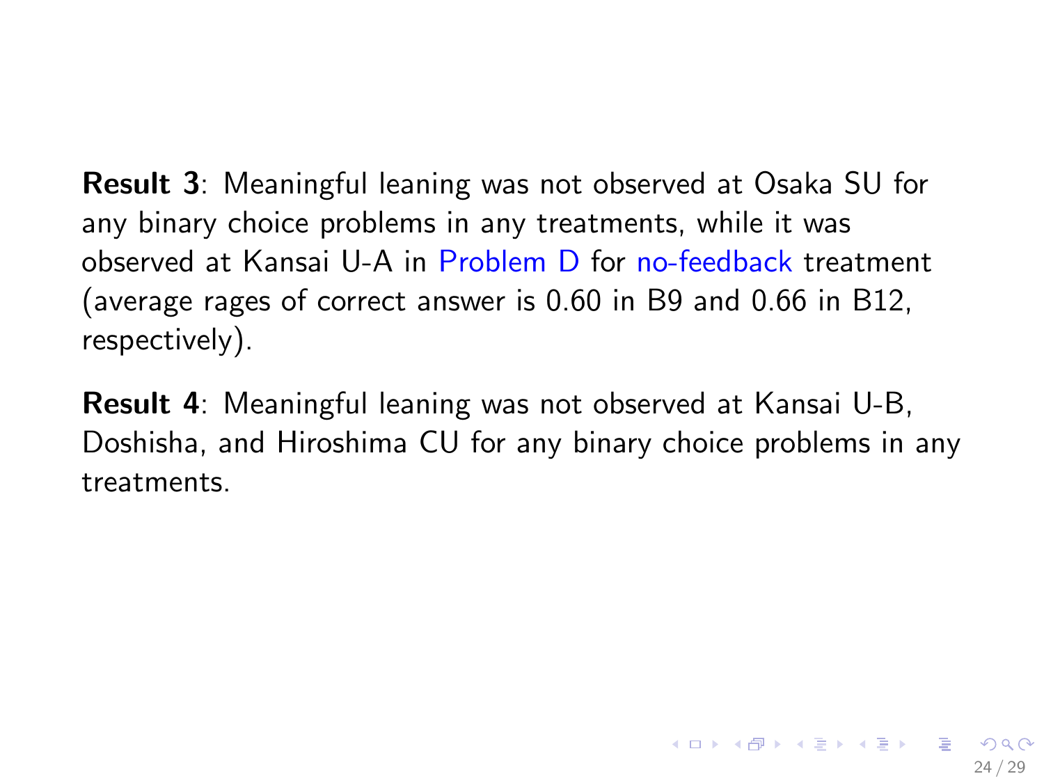**Result 3**: Meaningful leaning was not observed at Osaka SU for any binary choice problems in any treatments, while it was observed at Kansai U-A in Problem D for no-feedback treatment (average rages of correct answer is 0.60 in B9 and 0.66 in B12, respectively).

**Result 4**: Meaningful leaning was not observed at Kansai U-B, Doshisha, and Hiroshima CU for any binary choice problems in any treatments.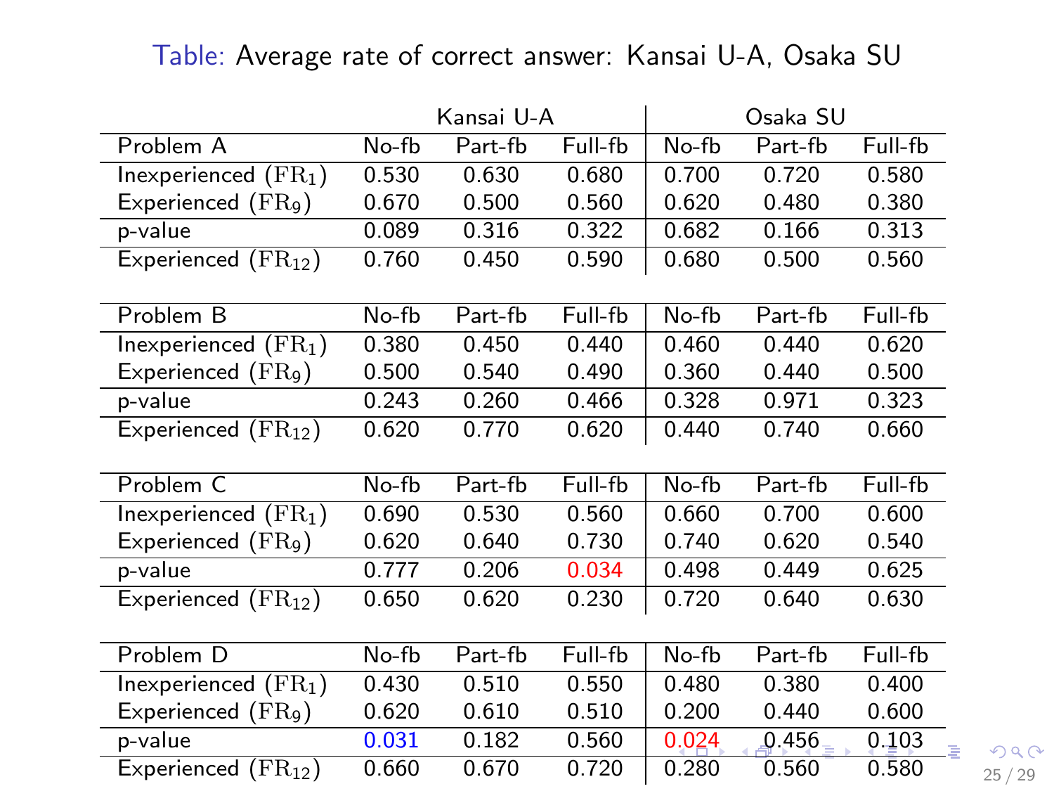Table: Average rate of correct answer: Kansai U-A, Osaka SU

| | Kansai U-A | | | Osaka SU | | |
|---|---|---|---|---|---|---|
| Problem A | No-fb | Part-fb | Full-fb | No-fb | Part-fb | Full-fb |
| Inexperienced ($\mathrm{FR}_1$) | 0.530 | 0.630 | 0.680 | 0.700 | 0.720 | 0.580 |
| Experienced ($\mathrm{FR}_9$) | 0.670 | 0.500 | 0.560 | 0.620 | 0.480 | 0.380 |
| p-value | 0.089 | 0.316 | 0.322 | 0.682 | 0.166 | 0.313 |
| Experienced ($\mathrm{FR}_{12}$) | 0.760 | 0.450 | 0.590 | 0.680 | 0.500 | 0.560 |
| Problem B | No-fb | Part-fb | Full-fb | No-fb | Part-fb | Full-fb |
| Inexperienced ($\mathrm{FR}_1$) | 0.380 | 0.450 | 0.440 | 0.460 | 0.440 | 0.620 |
| Experienced ($\mathrm{FR}_9$) | 0.500 | 0.540 | 0.490 | 0.360 | 0.440 | 0.500 |
| p-value | 0.243 | 0.260 | 0.466 | 0.328 | 0.971 | 0.323 |
| Experienced ($\mathrm{FR}_{12}$) | 0.620 | 0.770 | 0.620 | 0.440 | 0.740 | 0.660 |
| Problem C | No-fb | Part-fb | Full-fb | No-fb | Part-fb | Full-fb |
| Inexperienced ($\mathrm{FR}_1$) | 0.690 | 0.530 | 0.560 | 0.660 | 0.700 | 0.600 |
| Experienced ($\mathrm{FR}_9$) | 0.620 | 0.640 | 0.730 | 0.740 | 0.620 | 0.540 |
| p-value | 0.777 | 0.206 | 0.034 | 0.498 | 0.449 | 0.625 |
| Experienced ($\mathrm{FR}_{12}$) | 0.650 | 0.620 | 0.230 | 0.720 | 0.640 | 0.630 |
| Problem D | No-fb | Part-fb | Full-fb | No-fb | Part-fb | Full-fb |
| Inexperienced ($\mathrm{FR}_1$) | 0.430 | 0.510 | 0.550 | 0.480 | 0.380 | 0.400 |
| Experienced ($\mathrm{FR}_9$) | 0.620 | 0.610 | 0.510 | 0.200 | 0.440 | 0.600 |
| p-value | 0.031 | 0.182 | 0.560 | 0.024 | 0.456 | 0.103 |
| Experienced ($\mathrm{FR}_{12}$) | 0.660 | 0.670 | 0.720 | 0.280 | 0.560 | 0.580 |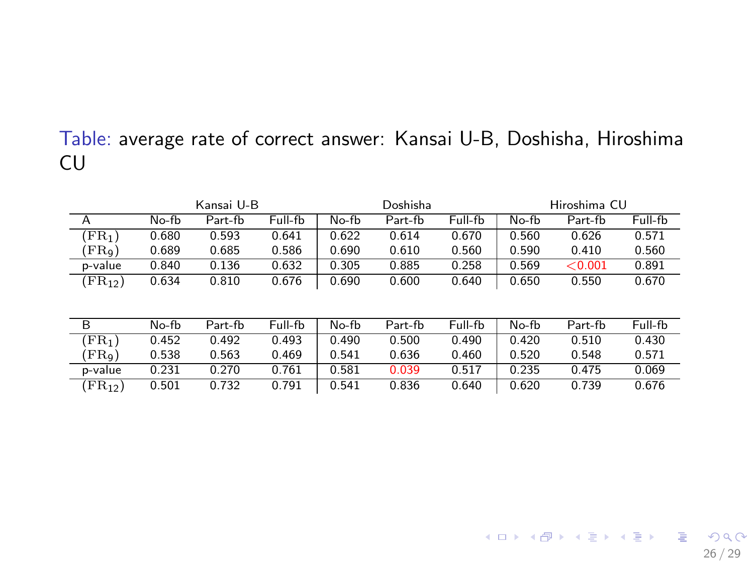Table: average rate of correct answer: Kansai U-B, Doshisha, Hiroshima CU

| | Kansai U-B | | | Doshisha | | | Hiroshima CU | | |
|---|---|---|---|---|---|---|---|---|---|
| A | No-fb | Part-fb | Full-fb | No-fb | Part-fb | Full-fb | No-fb | Part-fb | Full-fb |
| $(\mathrm{FR}_1)$ | 0.680 | 0.593 | 0.641 | 0.622 | 0.614 | 0.670 | 0.560 | 0.626 | 0.571 |
| $(\mathrm{FR}_9)$ | 0.689 | 0.685 | 0.586 | 0.690 | 0.610 | 0.560 | 0.590 | 0.410 | 0.560 |
| p-value | 0.840 | 0.136 | 0.632 | 0.305 | 0.885 | 0.258 | 0.569 | $<$0.001 | 0.891 |
| $(\mathrm{FR}_{12})$ | 0.634 | 0.810 | 0.676 | 0.690 | 0.600 | 0.640 | 0.650 | 0.550 | 0.670 |

| B | No-fb | Part-fb | Full-fb | No-fb | Part-fb | Full-fb | No-fb | Part-fb | Full-fb |
|---|---|---|---|---|---|---|---|---|---|
| $(\mathrm{FR}_1)$ | 0.452 | 0.492 | 0.493 | 0.490 | 0.500 | 0.490 | 0.420 | 0.510 | 0.430 |
| $(\mathrm{FR}_9)$ | 0.538 | 0.563 | 0.469 | 0.541 | 0.636 | 0.460 | 0.520 | 0.548 | 0.571 |
| p-value | 0.231 | 0.270 | 0.761 | 0.581 | 0.039 | 0.517 | 0.235 | 0.475 | 0.069 |
| $(\mathrm{FR}_{12})$ | 0.501 | 0.732 | 0.791 | 0.541 | 0.836 | 0.640 | 0.620 | 0.739 | 0.676 |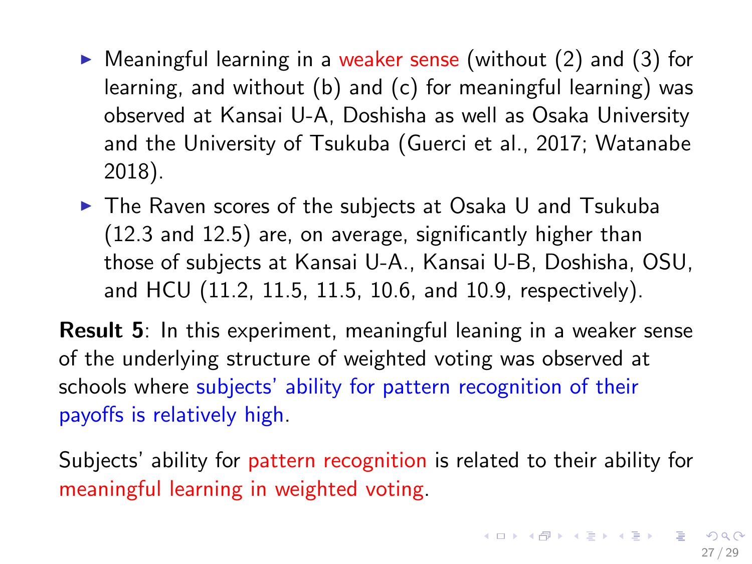- Meaningful learning in a weaker sense (without (2) and (3) for learning, and without (b) and (c) for meaningful learning) was observed at Kansai U-A, Doshisha as well as Osaka University and the University of Tsukuba (Guerci et al., 2017; Watanabe 2018).
- The Raven scores of the subjects at Osaka U and Tsukuba (12.3 and 12.5) are, on average, significantly higher than those of subjects at Kansai U-A., Kansai U-B, Doshisha, OSU, and HCU (11.2, 11.5, 11.5, 10.6, and 10.9, respectively).

**Result 5**: In this experiment, meaningful leaning in a weaker sense of the underlying structure of weighted voting was observed at schools where subjects' ability for pattern recognition of their payoffs is relatively high.

Subjects' ability for pattern recognition is related to their ability for meaningful learning in weighted voting.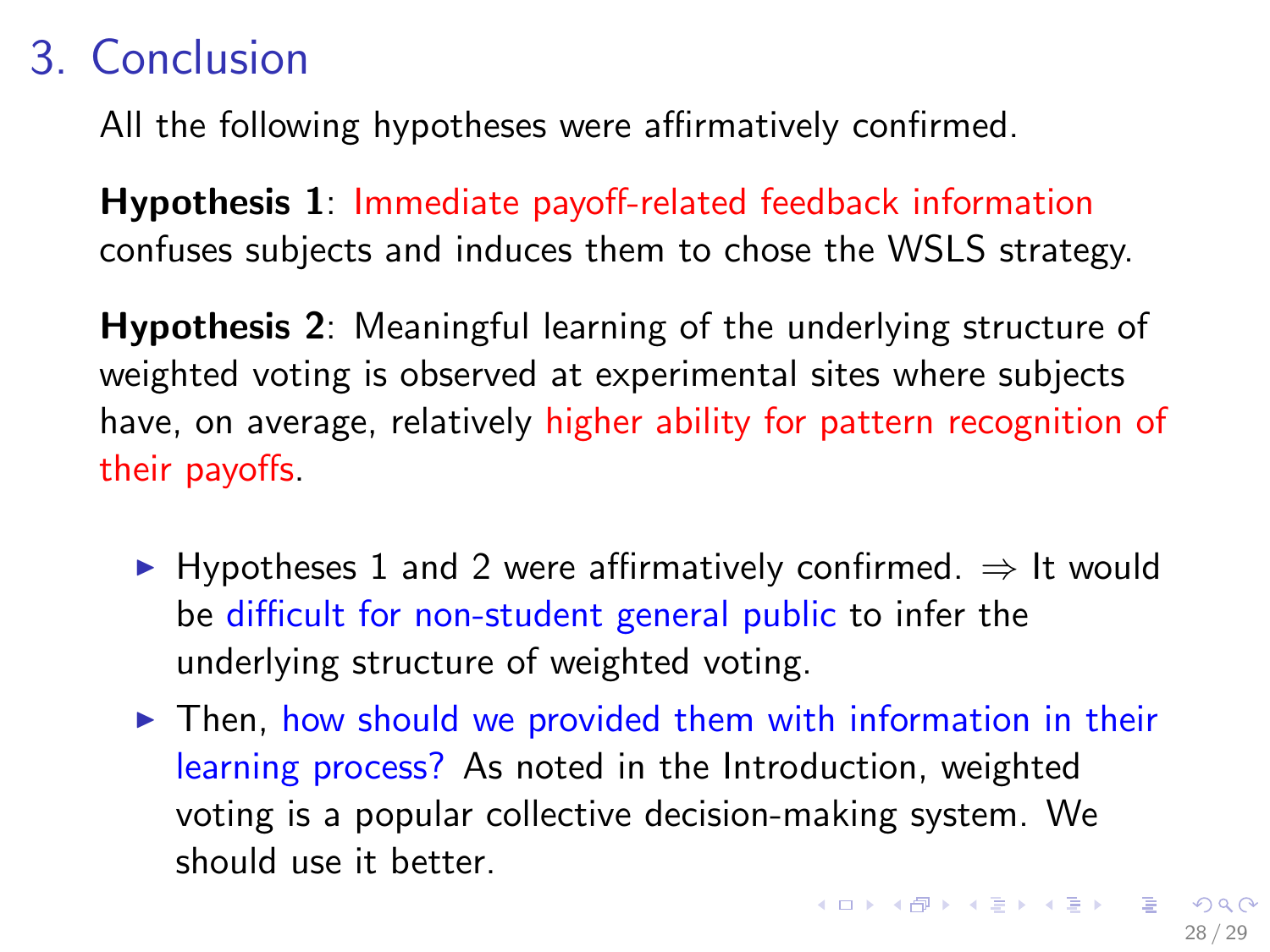# 3. Conclusion

All the following hypotheses were affirmatively confirmed.

**Hypothesis 1**: Immediate payoff-related feedback information confuses subjects and induces them to chose the WSLS strategy.

**Hypothesis 2**: Meaningful learning of the underlying structure of weighted voting is observed at experimental sites where subjects have, on average, relatively higher ability for pattern recognition of their payoffs.

- Hypotheses 1 and 2 were affirmatively confirmed. $\Rightarrow$ It would be difficult for non-student general public to infer the underlying structure of weighted voting.
- Then, how should we provided them with information in their learning process? As noted in the Introduction, weighted voting is a popular collective decision-making system. We should use it better.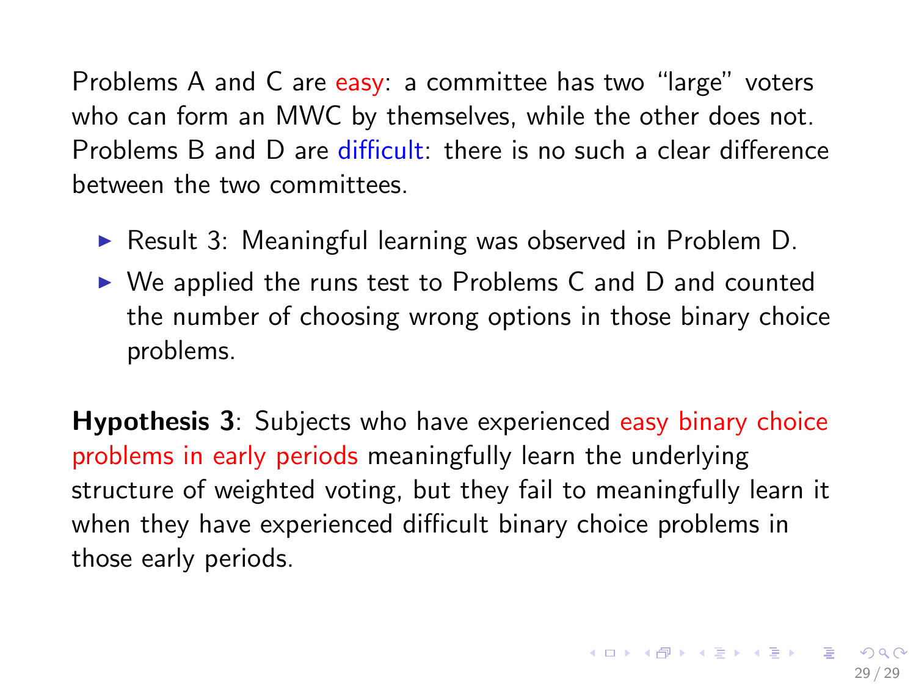Problems A and C are easy: a committee has two "large" voters who can form an MWC by themselves, while the other does not. Problems B and D are difficult: there is no such a clear difference between the two committees.

- Result 3: Meaningful learning was observed in Problem D.
- We applied the runs test to Problems C and D and counted the number of choosing wrong options in those binary choice problems.

**Hypothesis 3**: Subjects who have experienced easy binary choice problems in early periods meaningfully learn the underlying structure of weighted voting, but they fail to meaningfully learn it when they have experienced difficult binary choice problems in those early periods.